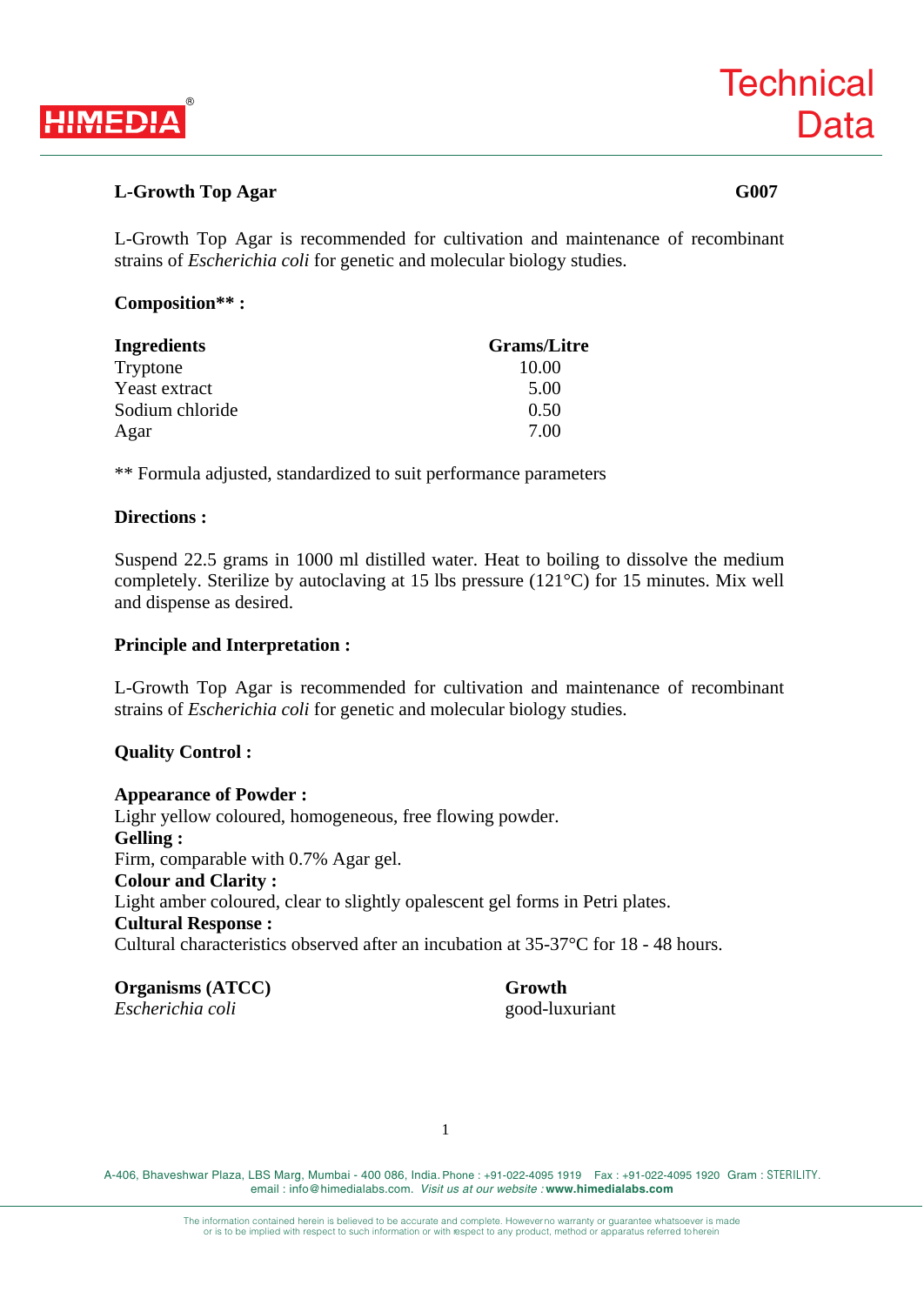Technical Data

## L-Growth Top Agar

**G007**

L-Growth Top Agar is recommended for cultivation and maintenance of recombinant strains of *Escherichia coli* for genetic and molecular biology studies.

### Composition** :

| Ingredients | Grams/Litre |
|---|---|
| Tryptone | 10.00 |
| Yeast extract | 5.00 |
| Sodium chloride | 0.50 |
| Agar | 7.00 |

** Formula adjusted, standardized to suit performance parameters

### Directions :

Suspend 22.5 grams in 1000 ml distilled water. Heat to boiling to dissolve the medium completely. Sterilize by autoclaving at 15 lbs pressure (121°C) for 15 minutes. Mix well and dispense as desired.

### Principle and Interpretation :

L-Growth Top Agar is recommended for cultivation and maintenance of recombinant strains of *Escherichia coli* for genetic and molecular biology studies.

### Quality Control :

**Appearance of Powder :**
Lighr yellow coloured, homogeneous, free flowing powder.
**Gelling :**
Firm, comparable with 0.7% Agar gel.
**Colour and Clarity :**
Light amber coloured, clear to slightly opalescent gel forms in Petri plates.
**Cultural Response :**
Cultural characteristics observed after an incubation at 35-37°C for 18 - 48 hours.

| Organisms (ATCC) | Growth |
|---|---|
| *Escherichia coli* | good-luxuriant |

A-406, Bhaveshwar Plaza, LBS Marg, Mumbai - 400 086, India. Phone : +91-022-4095 1919 Fax : +91-022-4095 1920 Gram : STERILITY.
email : info@himedialabs.com. *Visit us at our website :* **www.himedialabs.com**

The information contained herein is believed to be accurate and complete. However no warranty or guarantee whatsoever is made or is to be implied with respect to such information or with respect to any product, method or apparatus referred to herein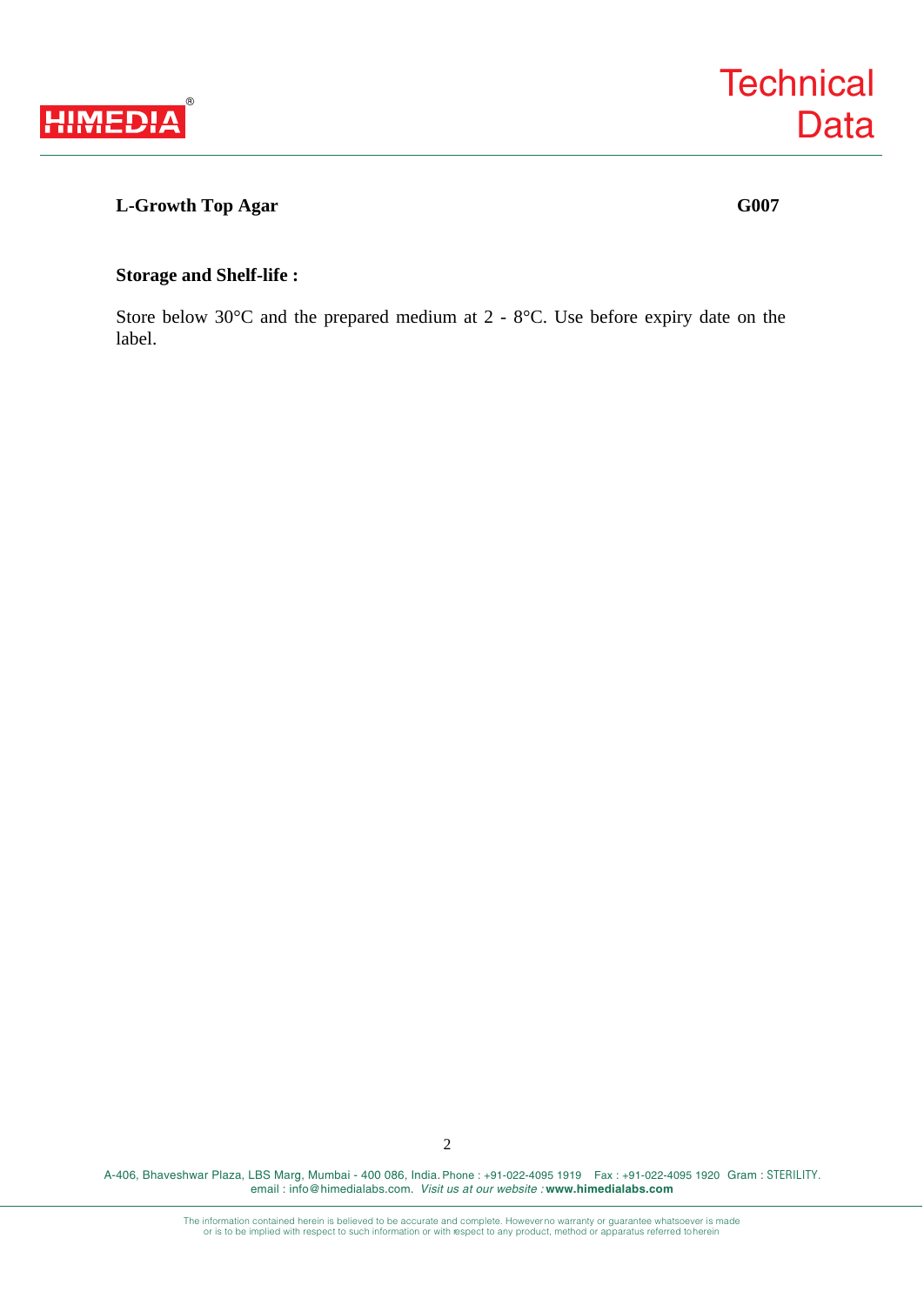**L-Growth Top Agar** **G007**

**Storage and Shelf-life :**

Store below 30°C and the prepared medium at 2 - 8°C. Use before expiry date on the label.